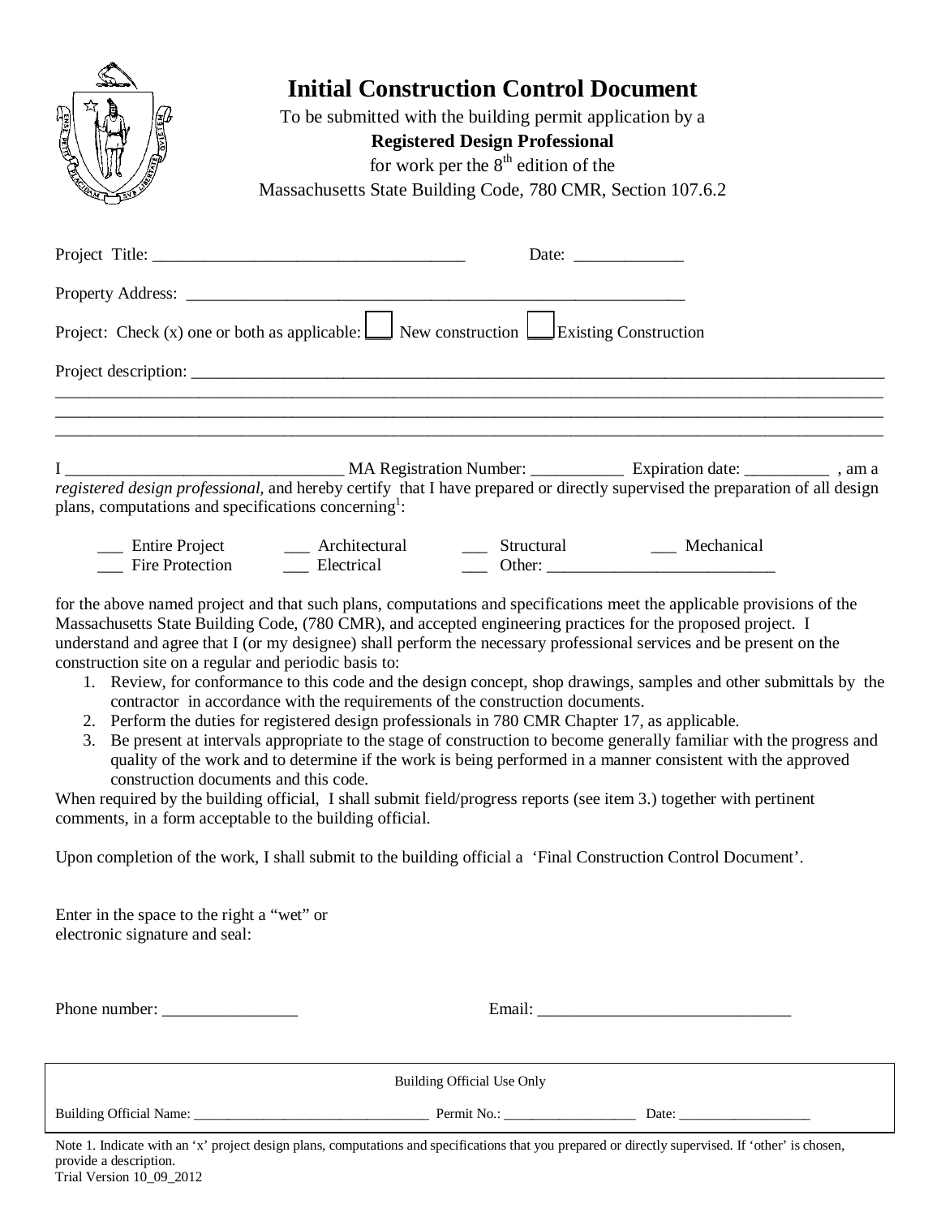# Initial Construction Control Document

To be submitted with the building permit application by a

**Registered Design Professional**

for work per the 8th edition of the

Massachusetts State Building Code, 780 CMR, Section 107.6.2

Project Title: ____________________________________ Date: _____________

Property Address: ___________________________________________________________

Project: Check (x) one or both as applicable: ☐ New construction ☐ Existing Construction

Project description: ______________________________________________________________________________
______________________________________________________________________________________________
______________________________________________________________________________________________
______________________________________________________________________________________________

I ________________________________ MA Registration Number: ___________ Expiration date: __________ , am a *registered design professional*, and hereby certify that I have prepared or directly supervised the preparation of all design plans, computations and specifications concerning[1]:

___ Entire Project ___ Architectural ___ Structural ___ Mechanical
___ Fire Protection ___ Electrical ___ Other: ___________________________

for the above named project and that such plans, computations and specifications meet the applicable provisions of the Massachusetts State Building Code, (780 CMR), and accepted engineering practices for the proposed project. I understand and agree that I (or my designee) shall perform the necessary professional services and be present on the construction site on a regular and periodic basis to:

1. Review, for conformance to this code and the design concept, shop drawings, samples and other submittals by the contractor in accordance with the requirements of the construction documents.
2. Perform the duties for registered design professionals in 780 CMR Chapter 17, as applicable.
3. Be present at intervals appropriate to the stage of construction to become generally familiar with the progress and quality of the work and to determine if the work is being performed in a manner consistent with the approved construction documents and this code.

When required by the building official, I shall submit field/progress reports (see item 3.) together with pertinent comments, in a form acceptable to the building official.

Upon completion of the work, I shall submit to the building official a 'Final Construction Control Document'.

Enter in the space to the right a "wet" or electronic signature and seal:

Phone number: ________________ Email: ______________________________

| Building Official Use Only |
| --- |
| Building Official Name: ________________________________ Permit No.: __________________ Date: __________________ |

Note 1. Indicate with an 'x' project design plans, computations and specifications that you prepared or directly supervised. If 'other' is chosen, provide a description.

Trial Version 10_09_2012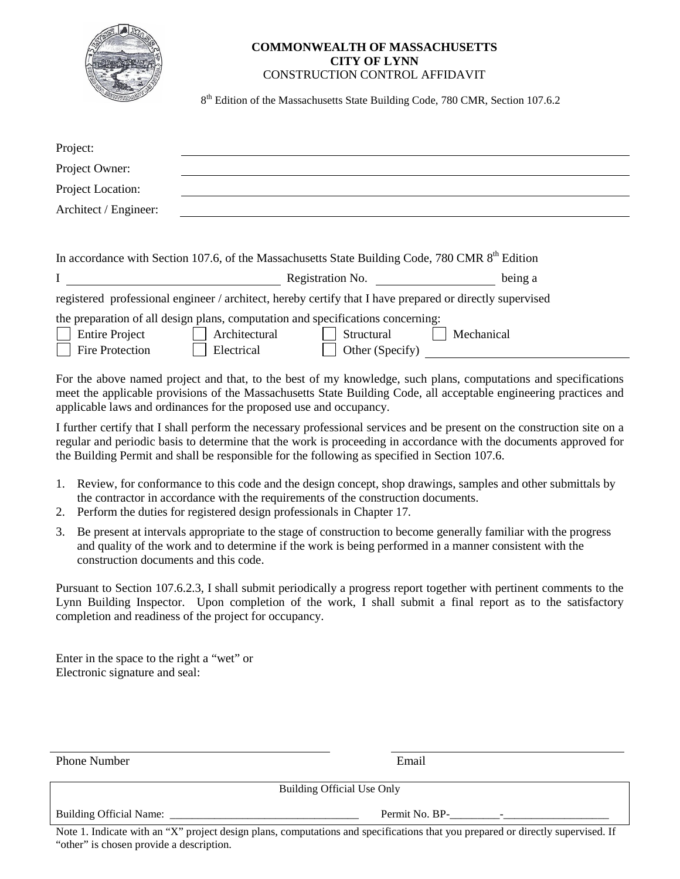**COMMONWEALTH OF MASSACHUSETTS**
**CITY OF LYNN**
CONSTRUCTION CONTROL AFFIDAVIT

8th Edition of the Massachusetts State Building Code, 780 CMR, Section 107.6.2

Project: ______________________________

Project Owner: ______________________________

Project Location: ______________________________

Architect / Engineer: ______________________________

In accordance with Section 107.6, of the Massachusetts State Building Code, 780 CMR 8th Edition

I ______________________ Registration No. ______________ being a

registered professional engineer / architect, hereby certify that I have prepared or directly supervised

the preparation of all design plans, computation and specifications concerning:

☐ Entire Project ☐ Architectural ☐ Structural ☐ Mechanical
☐ Fire Protection ☐ Electrical ☐ Other (Specify) ______________________

For the above named project and that, to the best of my knowledge, such plans, computations and specifications meet the applicable provisions of the Massachusetts State Building Code, all acceptable engineering practices and applicable laws and ordinances for the proposed use and occupancy.

I further certify that I shall perform the necessary professional services and be present on the construction site on a regular and periodic basis to determine that the work is proceeding in accordance with the documents approved for the Building Permit and shall be responsible for the following as specified in Section 107.6.

1. Review, for conformance to this code and the design concept, shop drawings, samples and other submittals by the contractor in accordance with the requirements of the construction documents.
2. Perform the duties for registered design professionals in Chapter 17.
3. Be present at intervals appropriate to the stage of construction to become generally familiar with the progress and quality of the work and to determine if the work is being performed in a manner consistent with the construction documents and this code.

Pursuant to Section 107.6.2.3, I shall submit periodically a progress report together with pertinent comments to the Lynn Building Inspector. Upon completion of the work, I shall submit a final report as to the satisfactory completion and readiness of the project for occupancy.

Enter in the space to the right a "wet" or Electronic signature and seal:

______________________________ ______________________________
Phone Number Email

| Building Official Use Only | |
|---|---|
| Building Official Name: ______________________ | Permit No. BP-_________-__________________ |

Note 1. Indicate with an "X" project design plans, computations and specifications that you prepared or directly supervised. If "other" is chosen provide a description.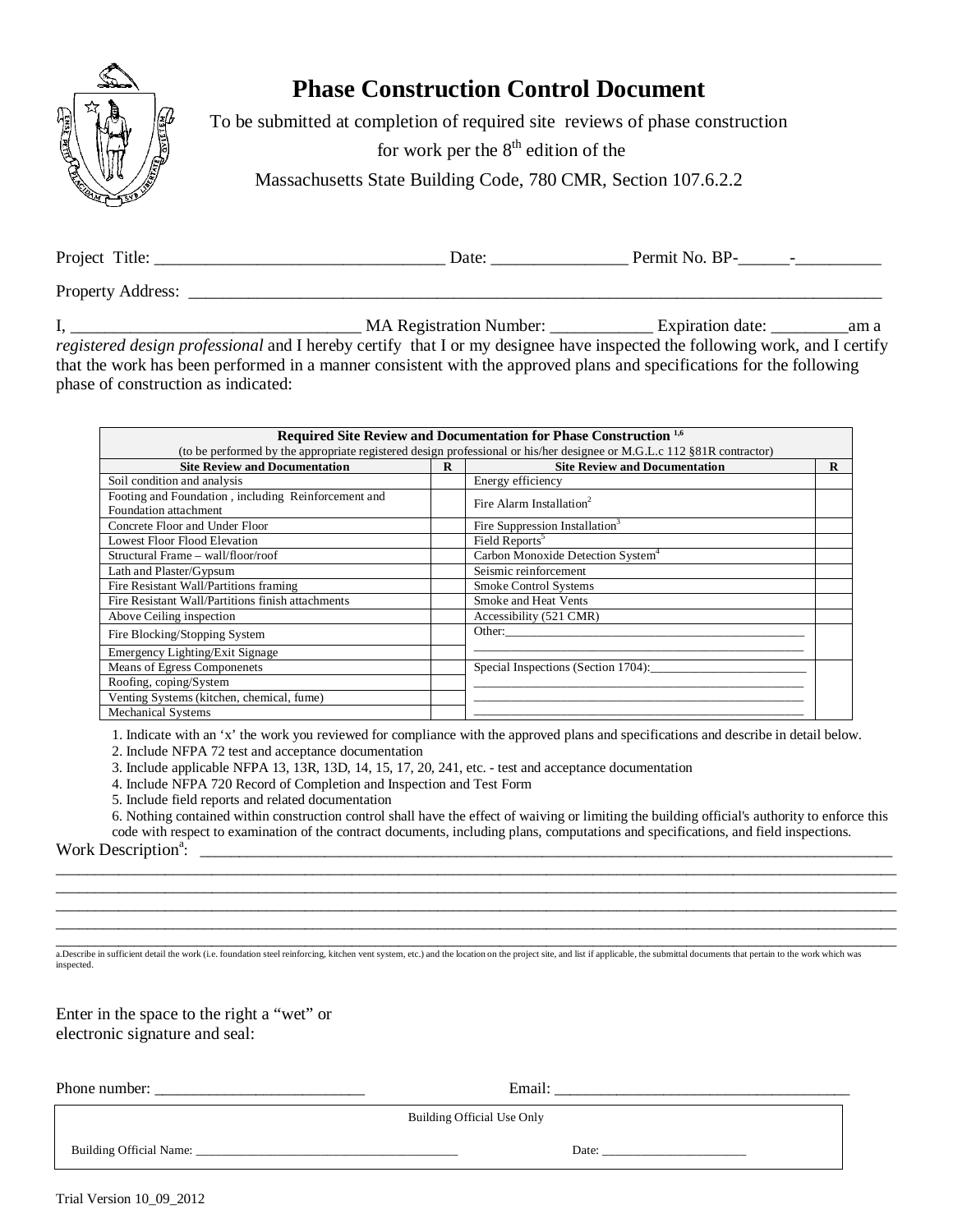# Phase Construction Control Document

To be submitted at completion of required site reviews of phase construction for work per the 8th edition of the Massachusetts State Building Code, 780 CMR, Section 107.6.2.2

Project Title: ________________________________ Date: _______________ Permit No. BP-______-__________

Property Address: ________________________________________________________________________________

I, ________________________________ MA Registration Number: ____________ Expiration date: _________am a *registered design professional* and I hereby certify that I or my designee have inspected the following work, and I certify that the work has been performed in a manner consistent with the approved plans and specifications for the following phase of construction as indicated:

| **Required Site Review and Documentation for Phase Construction [1,6]** (to be performed by the appropriate registered design professional or his/her designee or M.G.L.c 112 §81R contractor) | | | |
|---|---|---|---|
| **Site Review and Documentation** | **R** | **Site Review and Documentation** | **R** |
| Soil condition and analysis | | Energy efficiency | |
| Footing and Foundation , including Reinforcement and Foundation attachment | | Fire Alarm Installation[2] | |
| Concrete Floor and Under Floor | | Fire Suppression Installation[3] | |
| Lowest Floor Flood Elevation | | Field Reports[5] | |
| Structural Frame – wall/floor/roof | | Carbon Monoxide Detection System[4] | |
| Lath and Plaster/Gypsum | | Seismic reinforcement | |
| Fire Resistant Wall/Partitions framing | | Smoke Control Systems | |
| Fire Resistant Wall/Partitions finish attachments | | Smoke and Heat Vents | |
| Above Ceiling inspection | | Accessibility (521 CMR) | |
| Fire Blocking/Stopping System | | Other:________________________________________ | |
| Emergency Lighting/Exit Signage | | ________________________________________ | |
| Means of Egress Componenets | | Special Inspections (Section 1704):____________________ | |
| Roofing, coping/System | | ________________________________________ | |
| Venting Systems (kitchen, chemical, fume) | | ________________________________________ | |
| Mechanical Systems | | ________________________________________ | |

1. Indicate with an 'x' the work you reviewed for compliance with the approved plans and specifications and describe in detail below.
2. Include NFPA 72 test and acceptance documentation
3. Include applicable NFPA 13, 13R, 13D, 14, 15, 17, 20, 241, etc. - test and acceptance documentation
4. Include NFPA 720 Record of Completion and Inspection and Test Form
5. Include field reports and related documentation
6. Nothing contained within construction control shall have the effect of waiving or limiting the building official's authority to enforce this code with respect to examination of the contract documents, including plans, computations and specifications, and field inspections.

Work Description[a]: ______________________________________________________________________________

________________________________________________________________________________________________

________________________________________________________________________________________________

________________________________________________________________________________________________

________________________________________________________________________________________________

________________________________________________________________________________________________

a.Describe in sufficient detail the work (i.e. foundation steel reinforcing, kitchen vent system, etc.) and the location on the project site, and list if applicable, the submittal documents that pertain to the work which was inspected.

Enter in the space to the right a "wet" or electronic signature and seal:

Phone number: __________________________ Email: _____________________________________

| Building Official Use Only |
|---|
| Building Official Name: ________________________________________ Date: ______________________ |

Trial Version 10_09_2012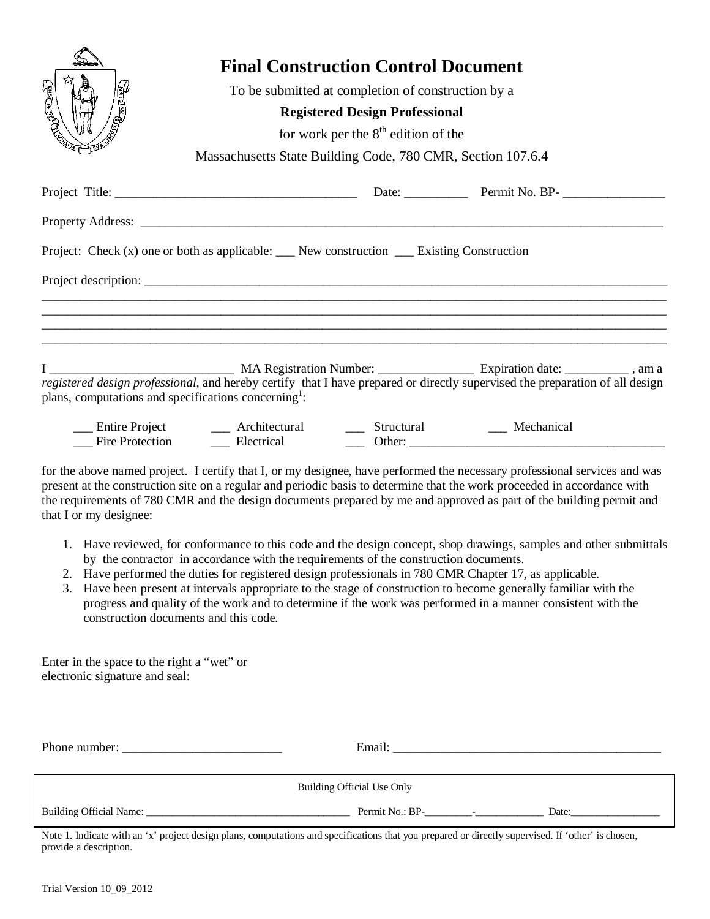# Final Construction Control Document

To be submitted at completion of construction by a

**Registered Design Professional**

for work per the 8th edition of the

Massachusetts State Building Code, 780 CMR, Section 107.6.4

Project Title: ______________________________________ Date: __________ Permit No. BP- ________________

Property Address: ____________________________________________________________________________________

Project: Check (x) one or both as applicable: ___ New construction ___ Existing Construction

Project description: ___________________________________________________________________________________
_____________________________________________________________________________________________________
_____________________________________________________________________________________________________
_____________________________________________________________________________________________________
_____________________________________________________________________________________________________

I ____________________________ MA Registration Number: _______________ Expiration date: __________ , am a *registered design professional*, and hereby certify that I have prepared or directly supervised the preparation of all design plans, computations and specifications concerning[1]:

___ Entire Project ___ Architectural ___ Structural ___ Mechanical
___ Fire Protection ___ Electrical ___ Other: __________________________________________

for the above named project. I certify that I, or my designee, have performed the necessary professional services and was present at the construction site on a regular and periodic basis to determine that the work proceeded in accordance with the requirements of 780 CMR and the design documents prepared by me and approved as part of the building permit and that I or my designee:

1. Have reviewed, for conformance to this code and the design concept, shop drawings, samples and other submittals by the contractor in accordance with the requirements of the construction documents.
2. Have performed the duties for registered design professionals in 780 CMR Chapter 17, as applicable.
3. Have been present at intervals appropriate to the stage of construction to become generally familiar with the progress and quality of the work and to determine if the work was performed in a manner consistent with the construction documents and this code.

Enter in the space to the right a "wet" or electronic signature and seal:

Phone number: _________________________ Email: ___________________________________________

Building Official Use Only

Building Official Name: ______________________________________ Permit No.: BP-_________-_____________ Date:_________________

Note 1. Indicate with an 'x' project design plans, computations and specifications that you prepared or directly supervised. If 'other' is chosen, provide a description.

Trial Version 10_09_2012